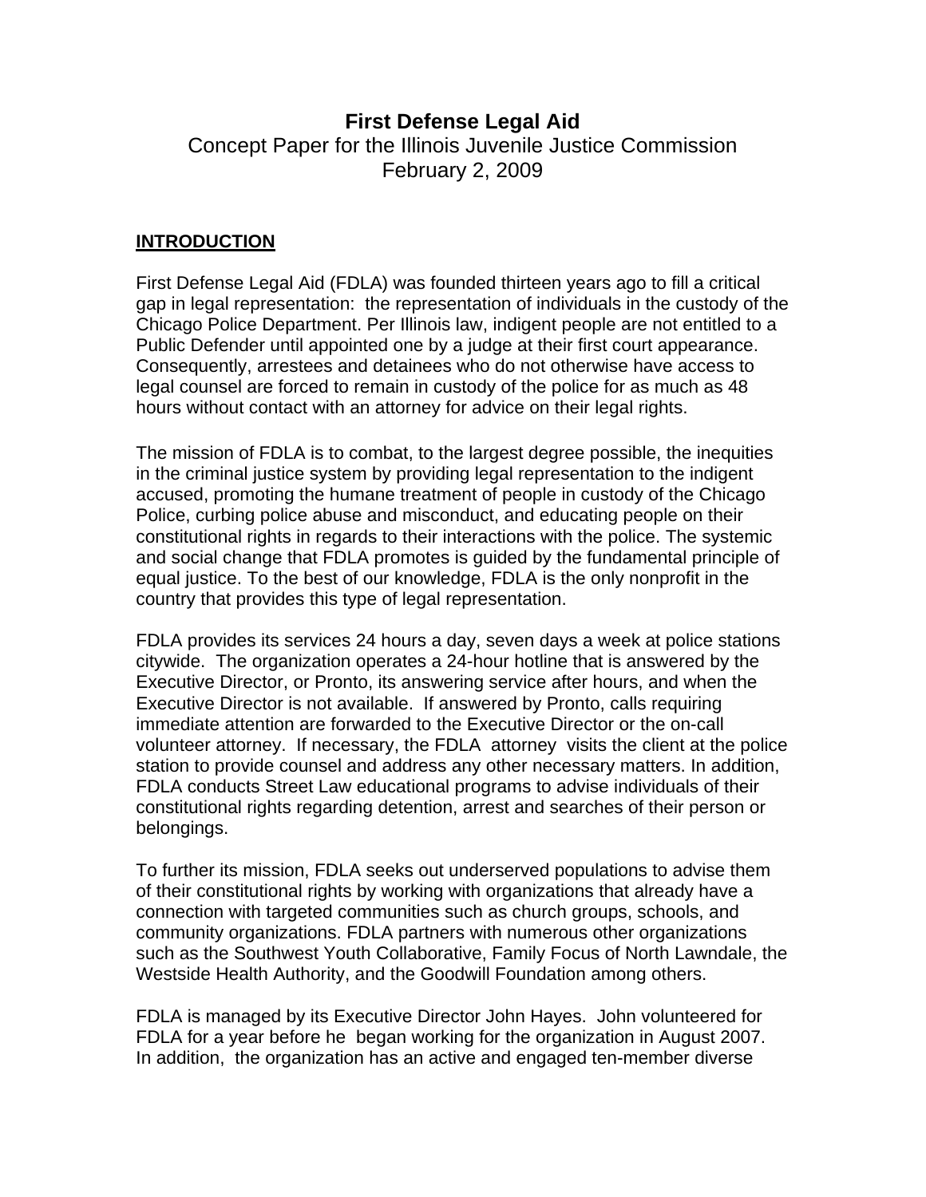# First Defense Legal Aid

Concept Paper for the Illinois Juvenile Justice Commission
February 2, 2009

## INTRODUCTION

First Defense Legal Aid (FDLA) was founded thirteen years ago to fill a critical gap in legal representation: the representation of individuals in the custody of the Chicago Police Department. Per Illinois law, indigent people are not entitled to a Public Defender until appointed one by a judge at their first court appearance. Consequently, arrestees and detainees who do not otherwise have access to legal counsel are forced to remain in custody of the police for as much as 48 hours without contact with an attorney for advice on their legal rights.

The mission of FDLA is to combat, to the largest degree possible, the inequities in the criminal justice system by providing legal representation to the indigent accused, promoting the humane treatment of people in custody of the Chicago Police, curbing police abuse and misconduct, and educating people on their constitutional rights in regards to their interactions with the police. The systemic and social change that FDLA promotes is guided by the fundamental principle of equal justice. To the best of our knowledge, FDLA is the only nonprofit in the country that provides this type of legal representation.

FDLA provides its services 24 hours a day, seven days a week at police stations citywide. The organization operates a 24-hour hotline that is answered by the Executive Director, or Pronto, its answering service after hours, and when the Executive Director is not available. If answered by Pronto, calls requiring immediate attention are forwarded to the Executive Director or the on-call volunteer attorney. If necessary, the FDLA attorney visits the client at the police station to provide counsel and address any other necessary matters. In addition, FDLA conducts Street Law educational programs to advise individuals of their constitutional rights regarding detention, arrest and searches of their person or belongings.

To further its mission, FDLA seeks out underserved populations to advise them of their constitutional rights by working with organizations that already have a connection with targeted communities such as church groups, schools, and community organizations. FDLA partners with numerous other organizations such as the Southwest Youth Collaborative, Family Focus of North Lawndale, the Westside Health Authority, and the Goodwill Foundation among others.

FDLA is managed by its Executive Director John Hayes. John volunteered for FDLA for a year before he began working for the organization in August 2007. In addition, the organization has an active and engaged ten-member diverse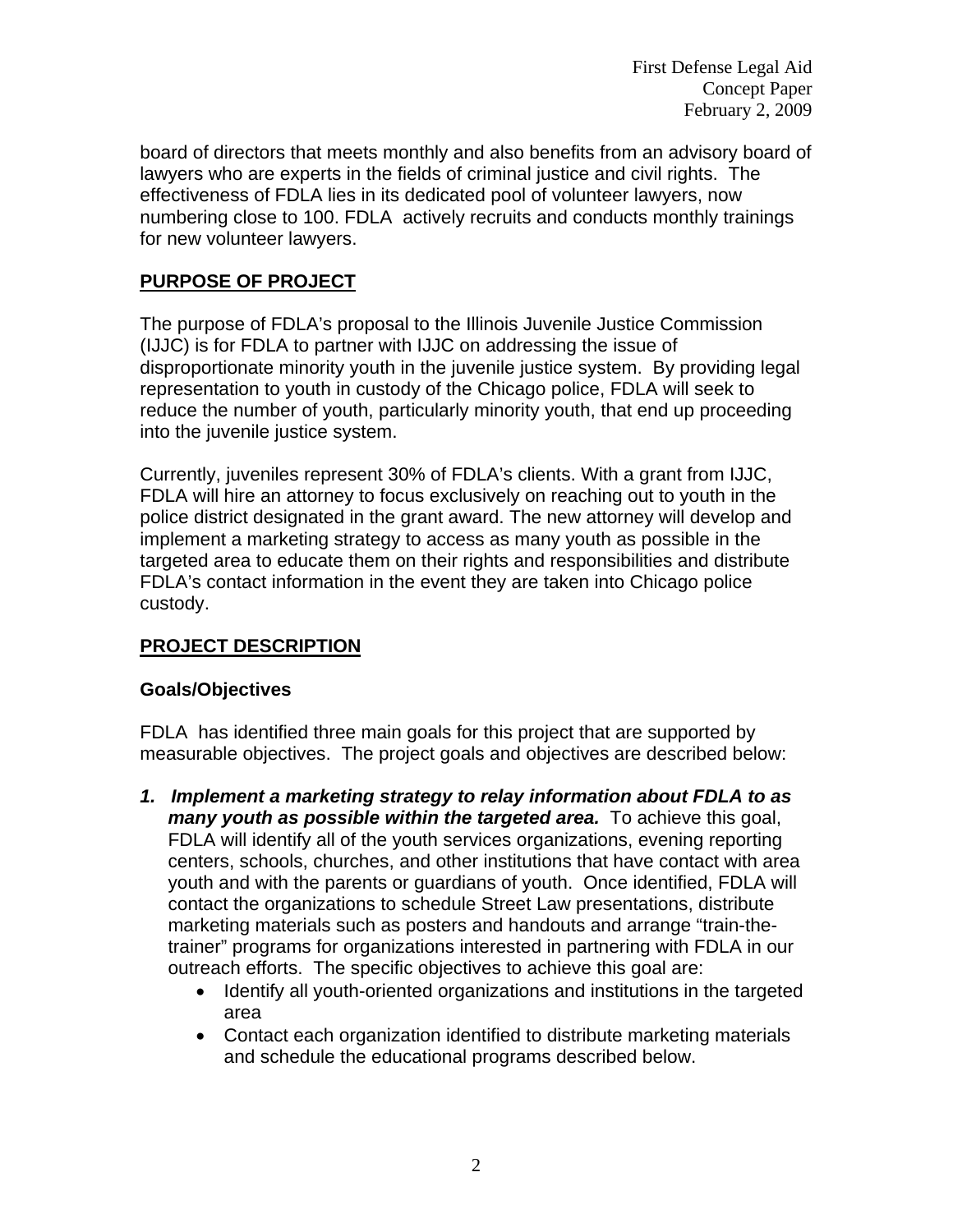board of directors that meets monthly and also benefits from an advisory board of lawyers who are experts in the fields of criminal justice and civil rights. The effectiveness of FDLA lies in its dedicated pool of volunteer lawyers, now numbering close to 100. FDLA actively recruits and conducts monthly trainings for new volunteer lawyers.

## PURPOSE OF PROJECT

The purpose of FDLA's proposal to the Illinois Juvenile Justice Commission (IJJC) is for FDLA to partner with IJJC on addressing the issue of disproportionate minority youth in the juvenile justice system. By providing legal representation to youth in custody of the Chicago police, FDLA will seek to reduce the number of youth, particularly minority youth, that end up proceeding into the juvenile justice system.

Currently, juveniles represent 30% of FDLA's clients. With a grant from IJJC, FDLA will hire an attorney to focus exclusively on reaching out to youth in the police district designated in the grant award. The new attorney will develop and implement a marketing strategy to access as many youth as possible in the targeted area to educate them on their rights and responsibilities and distribute FDLA's contact information in the event they are taken into Chicago police custody.

## PROJECT DESCRIPTION

### Goals/Objectives

FDLA has identified three main goals for this project that are supported by measurable objectives. The project goals and objectives are described below:

1. ***Implement a marketing strategy to relay information about FDLA to as many youth as possible within the targeted area.*** To achieve this goal, FDLA will identify all of the youth services organizations, evening reporting centers, schools, churches, and other institutions that have contact with area youth and with the parents or guardians of youth. Once identified, FDLA will contact the organizations to schedule Street Law presentations, distribute marketing materials such as posters and handouts and arrange "train-the-trainer" programs for organizations interested in partnering with FDLA in our outreach efforts. The specific objectives to achieve this goal are:
    - Identify all youth-oriented organizations and institutions in the targeted area
    - Contact each organization identified to distribute marketing materials and schedule the educational programs described below.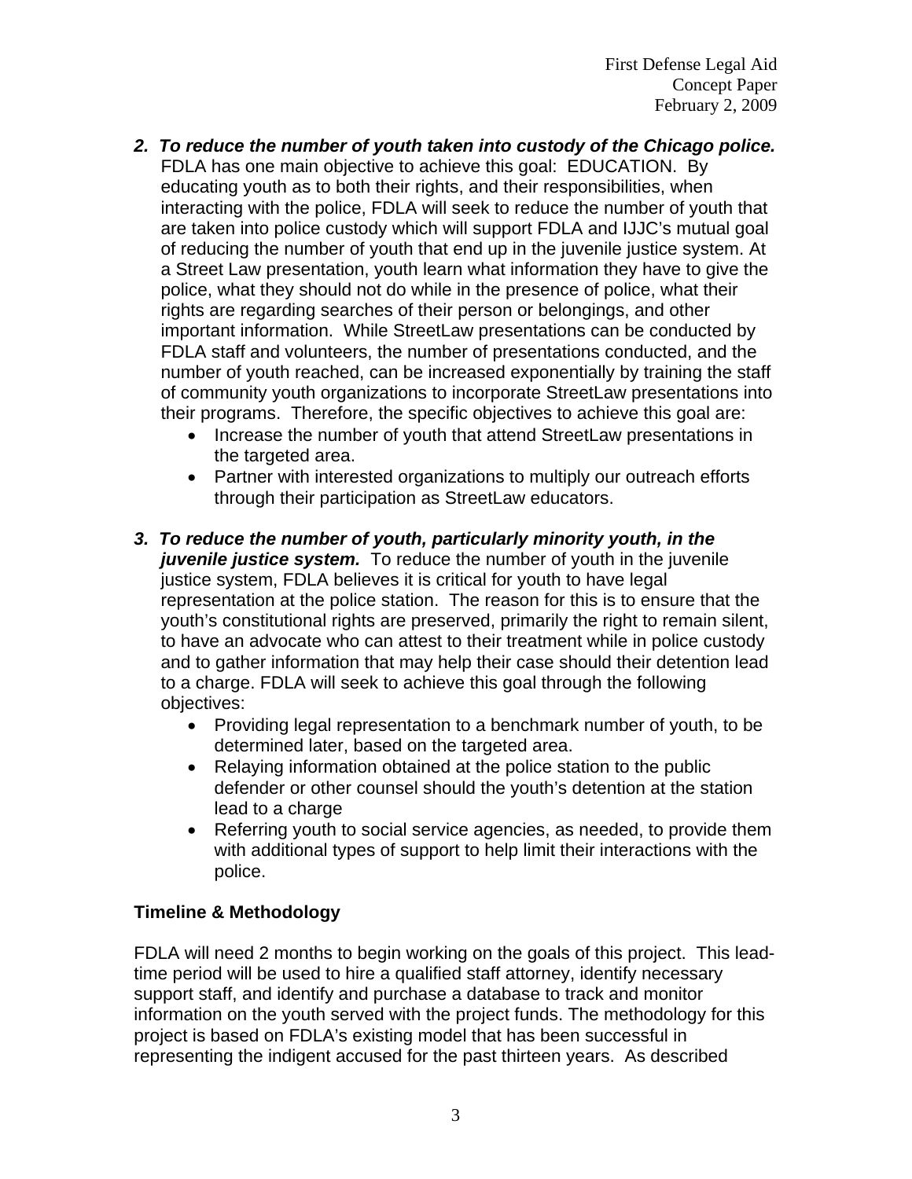2. ***To reduce the number of youth taken into custody of the Chicago police.*** FDLA has one main objective to achieve this goal: EDUCATION. By educating youth as to both their rights, and their responsibilities, when interacting with the police, FDLA will seek to reduce the number of youth that are taken into police custody which will support FDLA and IJJC's mutual goal of reducing the number of youth that end up in the juvenile justice system. At a Street Law presentation, youth learn what information they have to give the police, what they should not do while in the presence of police, what their rights are regarding searches of their person or belongings, and other important information. While StreetLaw presentations can be conducted by FDLA staff and volunteers, the number of presentations conducted, and the number of youth reached, can be increased exponentially by training the staff of community youth organizations to incorporate StreetLaw presentations into their programs. Therefore, the specific objectives to achieve this goal are:
   - Increase the number of youth that attend StreetLaw presentations in the targeted area.
   - Partner with interested organizations to multiply our outreach efforts through their participation as StreetLaw educators.

3. ***To reduce the number of youth, particularly minority youth, in the juvenile justice system.*** To reduce the number of youth in the juvenile justice system, FDLA believes it is critical for youth to have legal representation at the police station. The reason for this is to ensure that the youth's constitutional rights are preserved, primarily the right to remain silent, to have an advocate who can attest to their treatment while in police custody and to gather information that may help their case should their detention lead to a charge. FDLA will seek to achieve this goal through the following objectives:
   - Providing legal representation to a benchmark number of youth, to be determined later, based on the targeted area.
   - Relaying information obtained at the police station to the public defender or other counsel should the youth's detention at the station lead to a charge
   - Referring youth to social service agencies, as needed, to provide them with additional types of support to help limit their interactions with the police.

**Timeline & Methodology**

FDLA will need 2 months to begin working on the goals of this project. This lead-time period will be used to hire a qualified staff attorney, identify necessary support staff, and identify and purchase a database to track and monitor information on the youth served with the project funds. The methodology for this project is based on FDLA's existing model that has been successful in representing the indigent accused for the past thirteen years. As described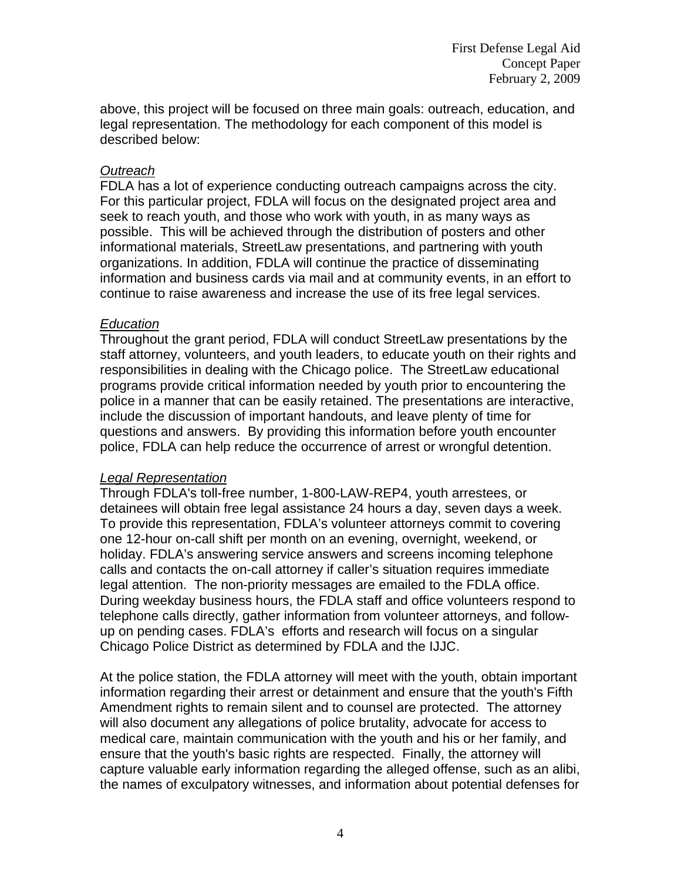above, this project will be focused on three main goals: outreach, education, and legal representation. The methodology for each component of this model is described below:

*Outreach*

FDLA has a lot of experience conducting outreach campaigns across the city. For this particular project, FDLA will focus on the designated project area and seek to reach youth, and those who work with youth, in as many ways as possible. This will be achieved through the distribution of posters and other informational materials, StreetLaw presentations, and partnering with youth organizations. In addition, FDLA will continue the practice of disseminating information and business cards via mail and at community events, in an effort to continue to raise awareness and increase the use of its free legal services.

*Education*

Throughout the grant period, FDLA will conduct StreetLaw presentations by the staff attorney, volunteers, and youth leaders, to educate youth on their rights and responsibilities in dealing with the Chicago police. The StreetLaw educational programs provide critical information needed by youth prior to encountering the police in a manner that can be easily retained. The presentations are interactive, include the discussion of important handouts, and leave plenty of time for questions and answers. By providing this information before youth encounter police, FDLA can help reduce the occurrence of arrest or wrongful detention.

*Legal Representation*

Through FDLA's toll-free number, 1-800-LAW-REP4, youth arrestees, or detainees will obtain free legal assistance 24 hours a day, seven days a week. To provide this representation, FDLA's volunteer attorneys commit to covering one 12-hour on-call shift per month on an evening, overnight, weekend, or holiday. FDLA's answering service answers and screens incoming telephone calls and contacts the on-call attorney if caller's situation requires immediate legal attention. The non-priority messages are emailed to the FDLA office. During weekday business hours, the FDLA staff and office volunteers respond to telephone calls directly, gather information from volunteer attorneys, and follow-up on pending cases. FDLA's efforts and research will focus on a singular Chicago Police District as determined by FDLA and the IJJC.

At the police station, the FDLA attorney will meet with the youth, obtain important information regarding their arrest or detainment and ensure that the youth's Fifth Amendment rights to remain silent and to counsel are protected. The attorney will also document any allegations of police brutality, advocate for access to medical care, maintain communication with the youth and his or her family, and ensure that the youth's basic rights are respected. Finally, the attorney will capture valuable early information regarding the alleged offense, such as an alibi, the names of exculpatory witnesses, and information about potential defenses for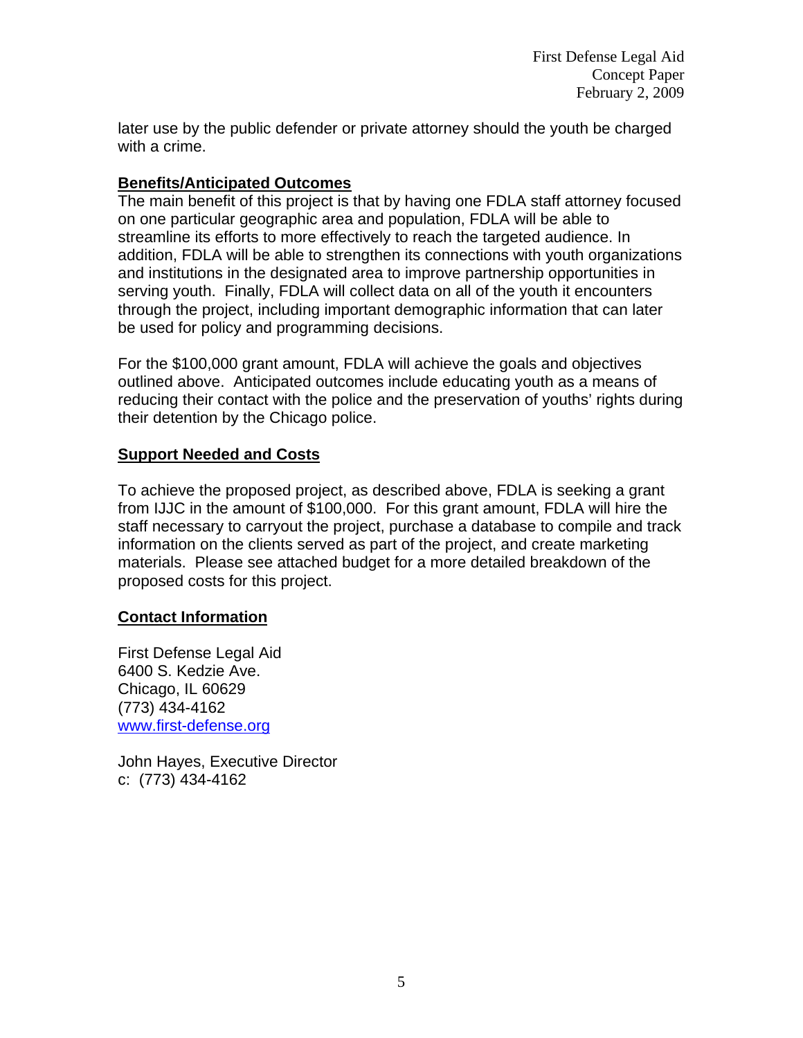later use by the public defender or private attorney should the youth be charged with a crime.

## Benefits/Anticipated Outcomes

The main benefit of this project is that by having one FDLA staff attorney focused on one particular geographic area and population, FDLA will be able to streamline its efforts to more effectively to reach the targeted audience. In addition, FDLA will be able to strengthen its connections with youth organizations and institutions in the designated area to improve partnership opportunities in serving youth. Finally, FDLA will collect data on all of the youth it encounters through the project, including important demographic information that can later be used for policy and programming decisions.

For the $100,000 grant amount, FDLA will achieve the goals and objectives outlined above. Anticipated outcomes include educating youth as a means of reducing their contact with the police and the preservation of youths' rights during their detention by the Chicago police.

## Support Needed and Costs

To achieve the proposed project, as described above, FDLA is seeking a grant from IJJC in the amount of $100,000. For this grant amount, FDLA will hire the staff necessary to carryout the project, purchase a database to compile and track information on the clients served as part of the project, and create marketing materials. Please see attached budget for a more detailed breakdown of the proposed costs for this project.

## Contact Information

First Defense Legal Aid
6400 S. Kedzie Ave.
Chicago, IL 60629
(773) 434-4162
www.first-defense.org

John Hayes, Executive Director
c: (773) 434-4162